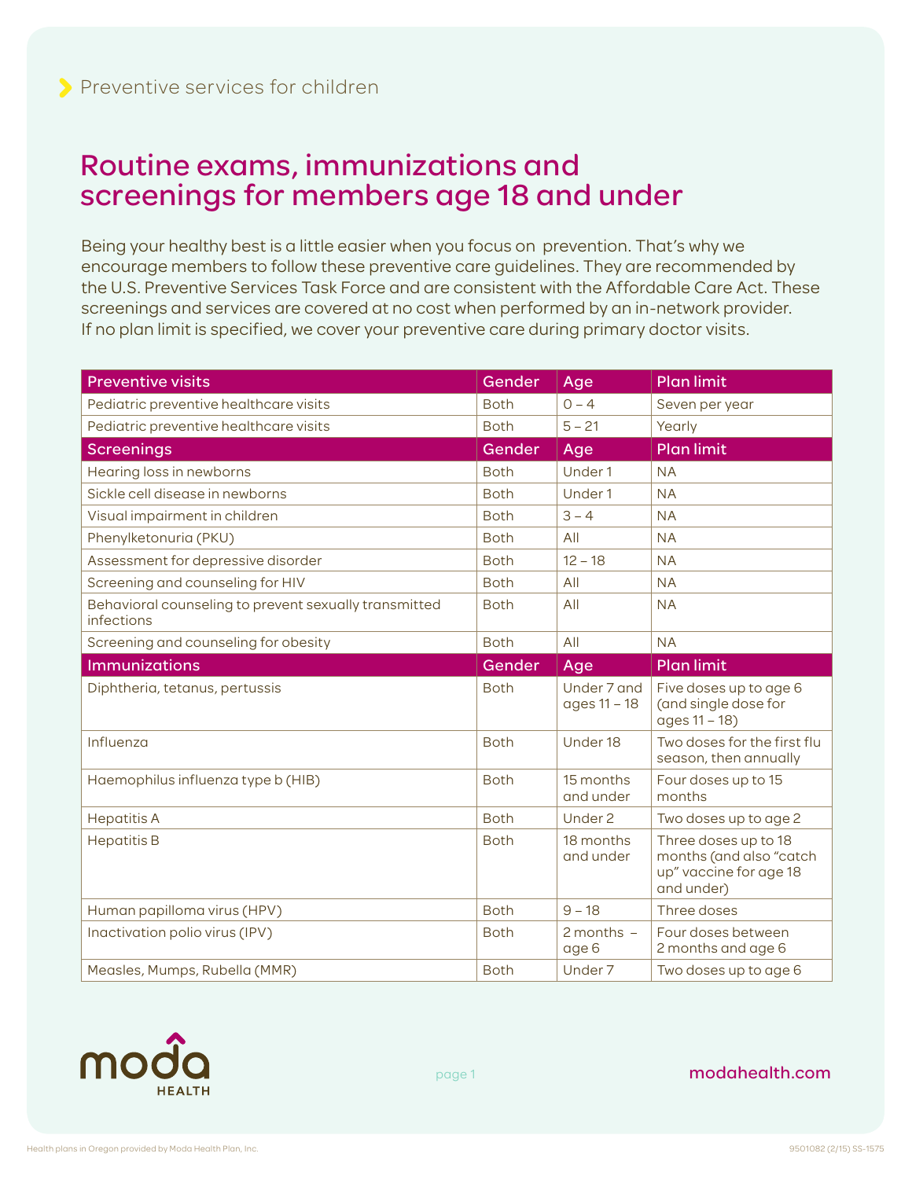Preventive services for children

# Routine exams, immunizations and screenings for members age 18 and under

Being your healthy best is a little easier when you focus on prevention. That's why we encourage members to follow these preventive care guidelines. They are recommended by the U.S. Preventive Services Task Force and are consistent with the Affordable Care Act. These screenings and services are covered at no cost when performed by an in-network provider. If no plan limit is specified, we cover your preventive care during primary doctor visits.

| Preventive visits | Gender | Age | Plan limit |
|---|---|---|---|
| Pediatric preventive healthcare visits | Both | 0 – 4 | Seven per year |
| Pediatric preventive healthcare visits | Both | 5 – 21 | Yearly |
| **Screenings** | **Gender** | **Age** | **Plan limit** |
| Hearing loss in newborns | Both | Under 1 | NA |
| Sickle cell disease in newborns | Both | Under 1 | NA |
| Visual impairment in children | Both | 3 – 4 | NA |
| Phenylketonuria (PKU) | Both | All | NA |
| Assessment for depressive disorder | Both | 12 – 18 | NA |
| Screening and counseling for HIV | Both | All | NA |
| Behavioral counseling to prevent sexually transmitted infections | Both | All | NA |
| Screening and counseling for obesity | Both | All | NA |
| **Immunizations** | **Gender** | **Age** | **Plan limit** |
| Diphtheria, tetanus, pertussis | Both | Under 7 and ages 11 – 18 | Five doses up to age 6 (and single dose for ages 11 – 18) |
| Influenza | Both | Under 18 | Two doses for the first flu season, then annually |
| Haemophilus influenza type b (HIB) | Both | 15 months and under | Four doses up to 15 months |
| Hepatitis A | Both | Under 2 | Two doses up to age 2 |
| Hepatitis B | Both | 18 months and under | Three doses up to 18 months (and also "catch up" vaccine for age 18 and under) |
| Human papilloma virus (HPV) | Both | 9 – 18 | Three doses |
| Inactivation polio virus (IPV) | Both | 2 months – age 6 | Four doses between 2 months and age 6 |
| Measles, Mumps, Rubella (MMR) | Both | Under 7 | Two doses up to age 6 |

moda HEALTH

modahealth.com

Health plans in Oregon provided by Moda Health Plan, Inc.

9501082 (2/15) SS-1575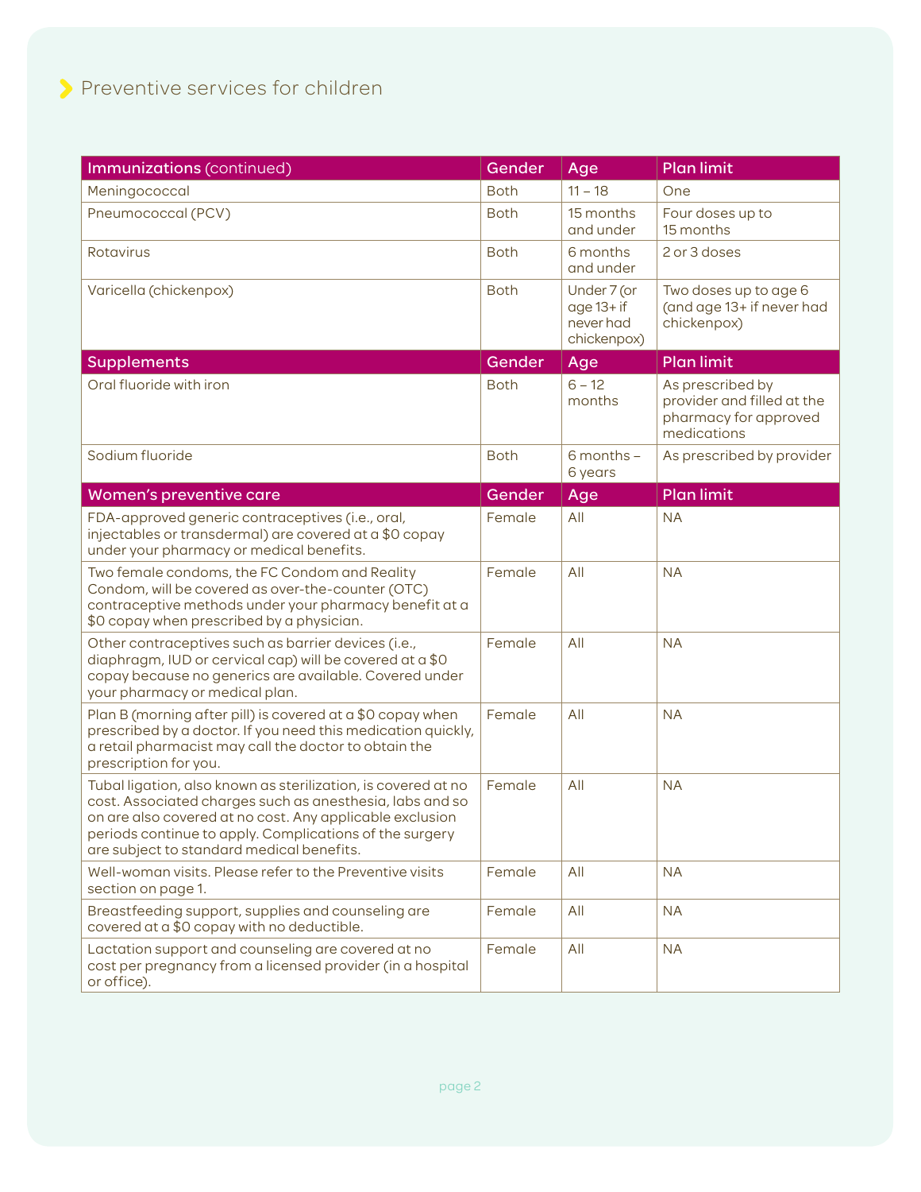## Preventive services for children

| Immunizations (continued) | Gender | Age | Plan limit |
|---|---|---|---|
| Meningococcal | Both | 11 – 18 | One |
| Pneumococcal (PCV) | Both | 15 months and under | Four doses up to 15 months |
| Rotavirus | Both | 6 months and under | 2 or 3 doses |
| Varicella (chickenpox) | Both | Under 7 (or age 13+ if never had chickenpox) | Two doses up to age 6 (and age 13+ if never had chickenpox) |
| **Supplements** | **Gender** | **Age** | **Plan limit** |
| Oral fluoride with iron | Both | 6 – 12 months | As prescribed by provider and filled at the pharmacy for approved medications |
| Sodium fluoride | Both | 6 months – 6 years | As prescribed by provider |
| **Women's preventive care** | **Gender** | **Age** | **Plan limit** |
| FDA-approved generic contraceptives (i.e., oral, injectables or transdermal) are covered at a $0 copay under your pharmacy or medical benefits. | Female | All | NA |
| Two female condoms, the FC Condom and Reality Condom, will be covered as over-the-counter (OTC) contraceptive methods under your pharmacy benefit at a $0 copay when prescribed by a physician. | Female | All | NA |
| Other contraceptives such as barrier devices (i.e., diaphragm, IUD or cervical cap) will be covered at a $0 copay because no generics are available. Covered under your pharmacy or medical plan. | Female | All | NA |
| Plan B (morning after pill) is covered at a $0 copay when prescribed by a doctor. If you need this medication quickly, a retail pharmacist may call the doctor to obtain the prescription for you. | Female | All | NA |
| Tubal ligation, also known as sterilization, is covered at no cost. Associated charges such as anesthesia, labs and so on are also covered at no cost. Any applicable exclusion periods continue to apply. Complications of the surgery are subject to standard medical benefits. | Female | All | NA |
| Well-woman visits. Please refer to the Preventive visits section on page 1. | Female | All | NA |
| Breastfeeding support, supplies and counseling are covered at a $0 copay with no deductible. | Female | All | NA |
| Lactation support and counseling are covered at no cost per pregnancy from a licensed provider (in a hospital or office). | Female | All | NA |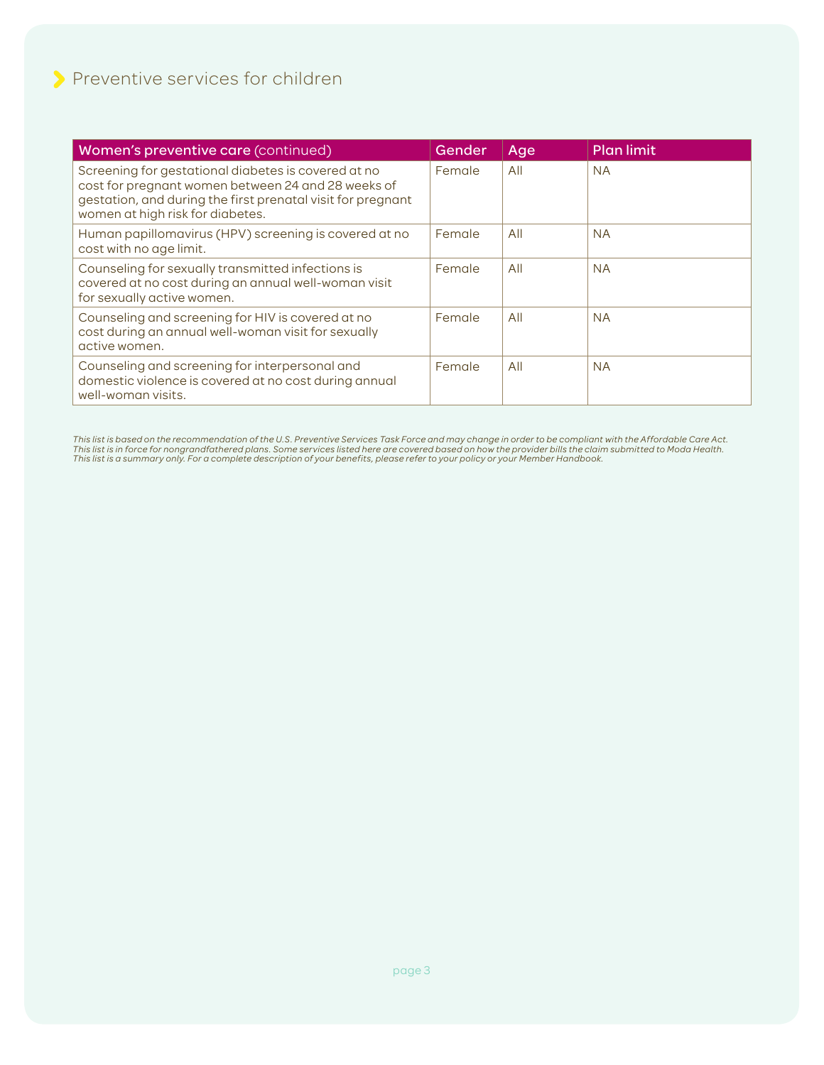# Preventive services for children

| **Women's preventive care** (continued) | Gender | Age | Plan limit |
|---|---|---|---|
| Screening for gestational diabetes is covered at no cost for pregnant women between 24 and 28 weeks of gestation, and during the first prenatal visit for pregnant women at high risk for diabetes. | Female | All | NA |
| Human papillomavirus (HPV) screening is covered at no cost with no age limit. | Female | All | NA |
| Counseling for sexually transmitted infections is covered at no cost during an annual well-woman visit for sexually active women. | Female | All | NA |
| Counseling and screening for HIV is covered at no cost during an annual well-woman visit for sexually active women. | Female | All | NA |
| Counseling and screening for interpersonal and domestic violence is covered at no cost during annual well-woman visits. | Female | All | NA |

*This list is based on the recommendation of the U.S. Preventive Services Task Force and may change in order to be compliant with the Affordable Care Act. This list is in force for nongrandfathered plans. Some services listed here are covered based on how the provider bills the claim submitted to Moda Health. This list is a summary only. For a complete description of your benefits, please refer to your policy or your Member Handbook.*